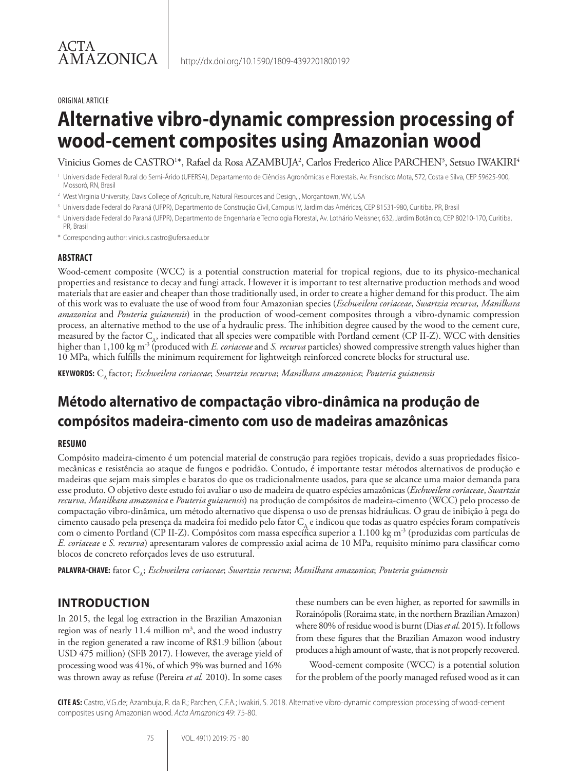ACTA AMAZONICA

http://dx.doi.org/10.1590/1809-4392201800192

ORIGINAL ARTICLE

# Alternative vibro-dynamic compression processing of wood-cement composites using Amazonian wood

Vinicius Gomes de CASTRO[1]*, Rafael da Rosa AZAMBUJA[2], Carlos Frederico Alice PARCHEN[3], Setsuo IWAKIRI[4]

[1] Universidade Federal Rural do Semi-Árido (UFERSA), Departamento de Ciências Agronômicas e Florestais, Av. Francisco Mota, 572, Costa e Silva, CEP 59625-900, Mossoró, RN, Brasil

[2] West Virginia University, Davis College of Agriculture, Natural Resources and Design, , Morgantown, WV, USA

[3] Universidade Federal do Paraná (UFPR), Departmento de Construção Civil, Campus IV, Jardim das Américas, CEP 81531-980, Curitiba, PR, Brasil

[4] Universidade Federal do Paraná (UFPR), Departamento de Engenharia e Tecnologia Florestal, Av. Lothário Meissner, 632, Jardim Botânico, CEP 80210-170, Curitiba, PR, Brasil

* Corresponding author: vinicius.castro@ufersa.edu.br

### ABSTRACT

Wood-cement composite (WCC) is a potential construction material for tropical regions, due to its physico-mechanical properties and resistance to decay and fungi attack. However it is important to test alternative production methods and wood materials that are easier and cheaper than those traditionally used, in order to create a higher demand for this product. The aim of this work was to evaluate the use of wood from four Amazonian species (*Eschweilera coriaceae*, *Swartzia recurva, Manilkara amazonica* and *Pouteria guianensis*) in the production of wood-cement composites through a vibro-dynamic compression process, an alternative method to the use of a hydraulic press. The inhibition degree caused by the wood to the cement cure, measured by the factor $C_A$, indicated that all species were compatible with Portland cement (CP II-Z). WCC with densities higher than 1,100 kg m$^{-3}$ (produced with *E. coriaceae* and *S. recurva* particles) showed compressive strength values higher than 10 MPa, which fulfills the minimum requirement for lightweitgh reinforced concrete blocks for structural use.

**KEYWORDS:** $C_A$ factor; *Eschweilera coriaceae*; *Swartzia recurva*; *Manilkara amazonica*; *Pouteria guianensis*

## Método alternativo de compactação vibro-dinâmica na produção de compósitos madeira-cimento com uso de madeiras amazônicas

### RESUMO

Compósito madeira-cimento é um potencial material de construção para regiões tropicais, devido a suas propriedades físico-mecânicas e resistência ao ataque de fungos e podridão. Contudo, é importante testar métodos alternativos de produção e madeiras que sejam mais simples e baratos do que os tradicionalmente usados, para que se alcance uma maior demanda para esse produto. O objetivo deste estudo foi avaliar o uso de madeira de quatro espécies amazônicas (*Eschweilera coriaceae*, *Swartzia recurva, Manilkara amazonica* e *Pouteria guianensis*) na produção de compósitos de madeira-cimento (WCC) pelo processo de compactação vibro-dinâmica, um método alternativo que dispensa o uso de prensas hidráulicas. O grau de inibição à pega do cimento causado pela presença da madeira foi medido pelo fator $C_A$ e indicou que todas as quatro espécies foram compatíveis com o cimento Portland (CP II-Z). Compósitos com massa específica superior a 1.100 kg m$^{-3}$ (produzidas com partículas de *E. coriaceae* e *S. recurva*) apresentaram valores de compressão axial acima de 10 MPa, requisito mínimo para classificar como blocos de concreto reforçados leves de uso estrutural.

**PALAVRA-CHAVE:** fator $C_A$; *Eschweilera coriaceae*; *Swartzia recurva*; *Manilkara amazonica*; *Pouteria guianensis*

## INTRODUCTION

In 2015, the legal log extraction in the Brazilian Amazonian region was of nearly 11.4 million m$^3$, and the wood industry in the region generated a raw income of R$1.9 billion (about USD 475 million) (SFB 2017). However, the average yield of processing wood was 41%, of which 9% was burned and 16% was thrown away as refuse (Pereira *et al.* 2010). In some cases these numbers can be even higher, as reported for sawmills in Rorainópolis (Roraima state, in the northern Brazilian Amazon) where 80% of residue wood is burnt (Dias *et al*. 2015). It follows from these figures that the Brazilian Amazon wood industry produces a high amount of waste, that is not properly recovered.

Wood-cement composite (WCC) is a potential solution for the problem of the poorly managed refused wood as it can

**CITE AS:** Castro, V.G.de; Azambuja, R. da R.; Parchen, C.F.A.; Iwakiri, S. 2018. Alternative vibro-dynamic compression processing of wood-cement composites using Amazonian wood. *Acta Amazonica* 49: 75-80.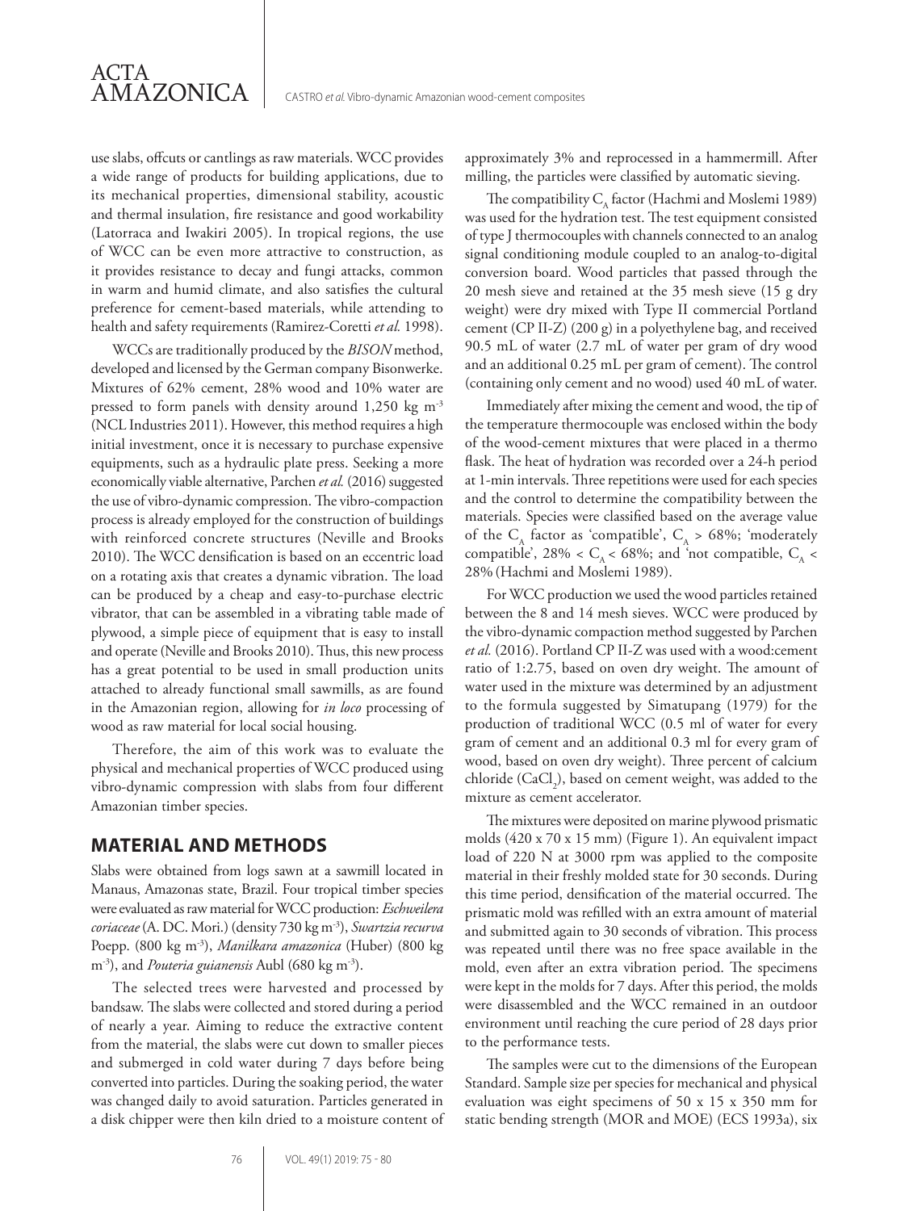use slabs, offcuts or cantlings as raw materials. WCC provides a wide range of products for building applications, due to its mechanical properties, dimensional stability, acoustic and thermal insulation, fire resistance and good workability (Latorraca and Iwakiri 2005). In tropical regions, the use of WCC can be even more attractive to construction, as it provides resistance to decay and fungi attacks, common in warm and humid climate, and also satisfies the cultural preference for cement-based materials, while attending to health and safety requirements (Ramirez-Coretti *et al.* 1998).

WCCs are traditionally produced by the *BISON* method, developed and licensed by the German company Bisonwerke. Mixtures of 62% cement, 28% wood and 10% water are pressed to form panels with density around 1,250 kg $m^{-3}$ (NCL Industries 2011). However, this method requires a high initial investment, once it is necessary to purchase expensive equipments, such as a hydraulic plate press. Seeking a more economically viable alternative, Parchen *et al.* (2016) suggested the use of vibro-dynamic compression. The vibro-compaction process is already employed for the construction of buildings with reinforced concrete structures (Neville and Brooks 2010). The WCC densification is based on an eccentric load on a rotating axis that creates a dynamic vibration. The load can be produced by a cheap and easy-to-purchase electric vibrator, that can be assembled in a vibrating table made of plywood, a simple piece of equipment that is easy to install and operate (Neville and Brooks 2010). Thus, this new process has a great potential to be used in small production units attached to already functional small sawmills, as are found in the Amazonian region, allowing for *in loco* processing of wood as raw material for local social housing.

Therefore, the aim of this work was to evaluate the physical and mechanical properties of WCC produced using vibro-dynamic compression with slabs from four different Amazonian timber species.

## MATERIAL AND METHODS

Slabs were obtained from logs sawn at a sawmill located in Manaus, Amazonas state, Brazil. Four tropical timber species were evaluated as raw material for WCC production: *Eschweilera coriaceae* (A. DC. Mori.) (density 730 kg $m^{-3}$), *Swartzia recurva* Poepp. (800 kg $m^{-3}$), *Manilkara amazonica* (Huber) (800 kg $m^{-3}$), and *Pouteria guianensis* Aubl (680 kg $m^{-3}$).

The selected trees were harvested and processed by bandsaw. The slabs were collected and stored during a period of nearly a year. Aiming to reduce the extractive content from the material, the slabs were cut down to smaller pieces and submerged in cold water during 7 days before being converted into particles. During the soaking period, the water was changed daily to avoid saturation. Particles generated in a disk chipper were then kiln dried to a moisture content of approximately 3% and reprocessed in a hammermill. After milling, the particles were classified by automatic sieving.

The compatibility $C_A$ factor (Hachmi and Moslemi 1989) was used for the hydration test. The test equipment consisted of type J thermocouples with channels connected to an analog signal conditioning module coupled to an analog-to-digital conversion board. Wood particles that passed through the 20 mesh sieve and retained at the 35 mesh sieve (15 g dry weight) were dry mixed with Type II commercial Portland cement (CP II-Z) (200 g) in a polyethylene bag, and received 90.5 mL of water (2.7 mL of water per gram of dry wood and an additional 0.25 mL per gram of cement). The control (containing only cement and no wood) used 40 mL of water.

Immediately after mixing the cement and wood, the tip of the temperature thermocouple was enclosed within the body of the wood-cement mixtures that were placed in a thermo flask. The heat of hydration was recorded over a 24-h period at 1-min intervals. Three repetitions were used for each species and the control to determine the compatibility between the materials. Species were classified based on the average value of the $C_A$ factor as 'compatible', $C_A > 68\%$; 'moderately compatible', $28\% < C_A < 68\%$; and 'not compatible, $C_A < 28\%$ (Hachmi and Moslemi 1989).

For WCC production we used the wood particles retained between the 8 and 14 mesh sieves. WCC were produced by the vibro-dynamic compaction method suggested by Parchen *et al.* (2016). Portland CP II-Z was used with a wood:cement ratio of 1:2.75, based on oven dry weight. The amount of water used in the mixture was determined by an adjustment to the formula suggested by Simatupang (1979) for the production of traditional WCC (0.5 ml of water for every gram of cement and an additional 0.3 ml for every gram of wood, based on oven dry weight). Three percent of calcium chloride ($CaCl_2$), based on cement weight, was added to the mixture as cement accelerator.

The mixtures were deposited on marine plywood prismatic molds (420 x 70 x 15 mm) (Figure 1). An equivalent impact load of 220 N at 3000 rpm was applied to the composite material in their freshly molded state for 30 seconds. During this time period, densification of the material occurred. The prismatic mold was refilled with an extra amount of material and submitted again to 30 seconds of vibration. This process was repeated until there was no free space available in the mold, even after an extra vibration period. The specimens were kept in the molds for 7 days. After this period, the molds were disassembled and the WCC remained in an outdoor environment until reaching the cure period of 28 days prior to the performance tests.

The samples were cut to the dimensions of the European Standard. Sample size per species for mechanical and physical evaluation was eight specimens of 50 x 15 x 350 mm for static bending strength (MOR and MOE) (ECS 1993a), six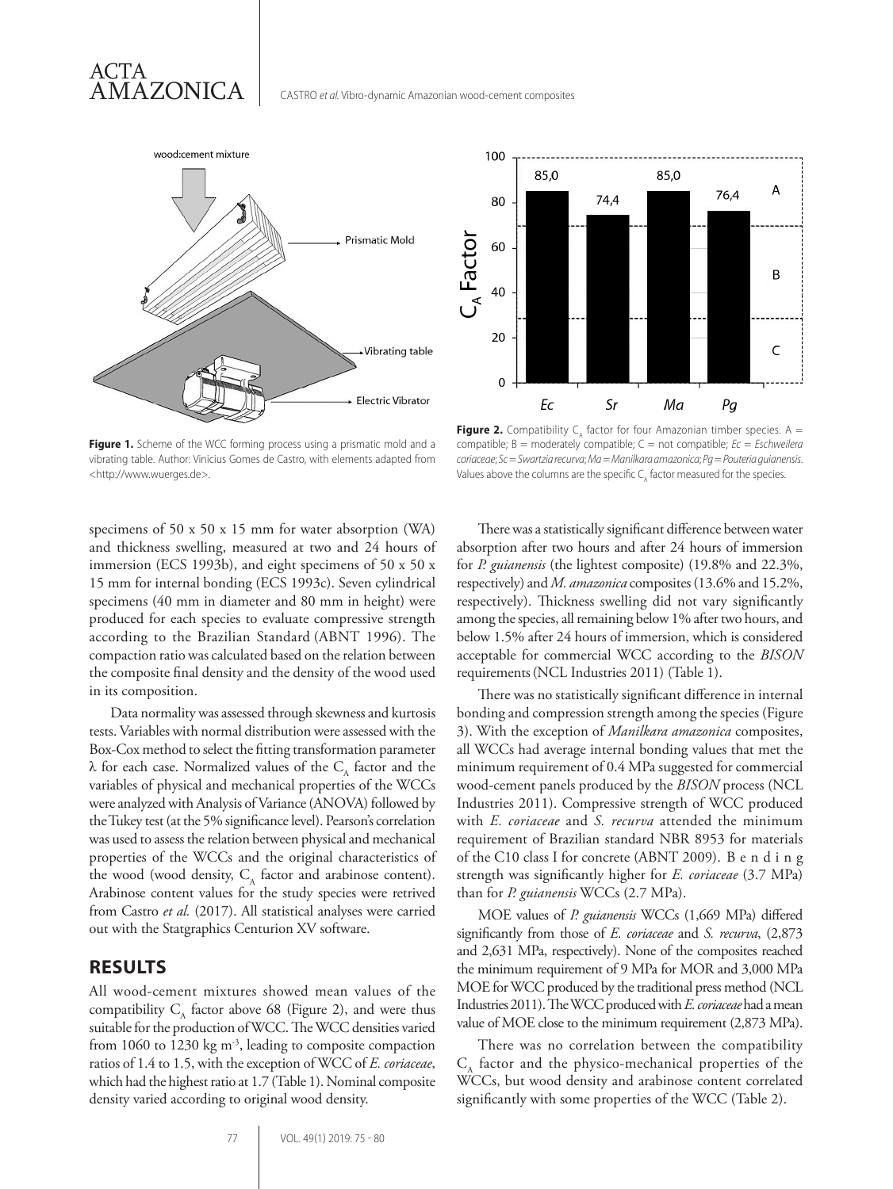**Figure 1.** Scheme of the WCC forming process using a prismatic mold and a vibrating table. Author: Vinicius Gomes de Castro, with elements adapted from <http://www.wuerges.de>.

**Figure 2.** Compatibility $C_A$ factor for four Amazonian timber species. A = compatible; B = moderately compatible; C = not compatible; *Ec* = *Eschweilera coriaceae*; *Sc* = *Swartzia recurva*; *Ma* = *Manilkara amazonica*; *Pg* = *Pouteria guianensis*. Values above the columns are the specific $C_A$ factor measured for the species.

specimens of 50 x 50 x 15 mm for water absorption (WA) and thickness swelling, measured at two and 24 hours of immersion (ECS 1993b), and eight specimens of 50 x 50 x 15 mm for internal bonding (ECS 1993c). Seven cylindrical specimens (40 mm in diameter and 80 mm in height) were produced for each species to evaluate compressive strength according to the Brazilian Standard (ABNT 1996). The compaction ratio was calculated based on the relation between the composite final density and the density of the wood used in its composition.

Data normality was assessed through skewness and kurtosis tests. Variables with normal distribution were assessed with the Box-Cox method to select the fitting transformation parameter λ for each case. Normalized values of the $C_A$ factor and the variables of physical and mechanical properties of the WCCs were analyzed with Analysis of Variance (ANOVA) followed by the Tukey test (at the 5% significance level). Pearson's correlation was used to assess the relation between physical and mechanical properties of the WCCs and the original characteristics of the wood (wood density, $C_A$ factor and arabinose content). Arabinose content values for the study species were retrived from Castro *et al.* (2017). All statistical analyses were carried out with the Statgraphics Centurion XV software.

## RESULTS

All wood-cement mixtures showed mean values of the compatibility $C_A$ factor above 68 (Figure 2), and were thus suitable for the production of WCC. The WCC densities varied from 1060 to 1230 kg m$^{-3}$, leading to composite compaction ratios of 1.4 to 1.5, with the exception of WCC of *E. coriaceae*, which had the highest ratio at 1.7 (Table 1). Nominal composite density varied according to original wood density.

There was a statistically significant difference between water absorption after two hours and after 24 hours of immersion for *P. guianensis* (the lightest composite) (19.8% and 22.3%, respectively) and *M. amazonica* composites (13.6% and 15.2%, respectively). Thickness swelling did not vary significantly among the species, all remaining below 1% after two hours, and below 1.5% after 24 hours of immersion, which is considered acceptable for commercial WCC according to the *BISON* requirements (NCL Industries 2011) (Table 1).

There was no statistically significant difference in internal bonding and compression strength among the species (Figure 3). With the exception of *Manilkara amazonica* composites, all WCCs had average internal bonding values that met the minimum requirement of 0.4 MPa suggested for commercial wood-cement panels produced by the *BISON* process (NCL Industries 2011). Compressive strength of WCC produced with *E. coriaceae* and *S. recurva* attended the minimum requirement of Brazilian standard NBR 8953 for materials of the C10 class I for concrete (ABNT 2009). Bending strength was significantly higher for *E. coriaceae* (3.7 MPa) than for *P. guianensis* WCCs (2.7 MPa).

MOE values of *P. guianensis* WCCs (1,669 MPa) differed significantly from those of *E. coriaceae* and *S. recurva*, (2,873 and 2,631 MPa, respectively). None of the composites reached the minimum requirement of 9 MPa for MOR and 3,000 MPa MOE for WCC produced by the traditional press method (NCL Industries 2011). The WCC produced with *E. coriaceae* had a mean value of MOE close to the minimum requirement (2,873 MPa).

There was no correlation between the compatibility $C_A$ factor and the physico-mechanical properties of the WCCs, but wood density and arabinose content correlated significantly with some properties of the WCC (Table 2).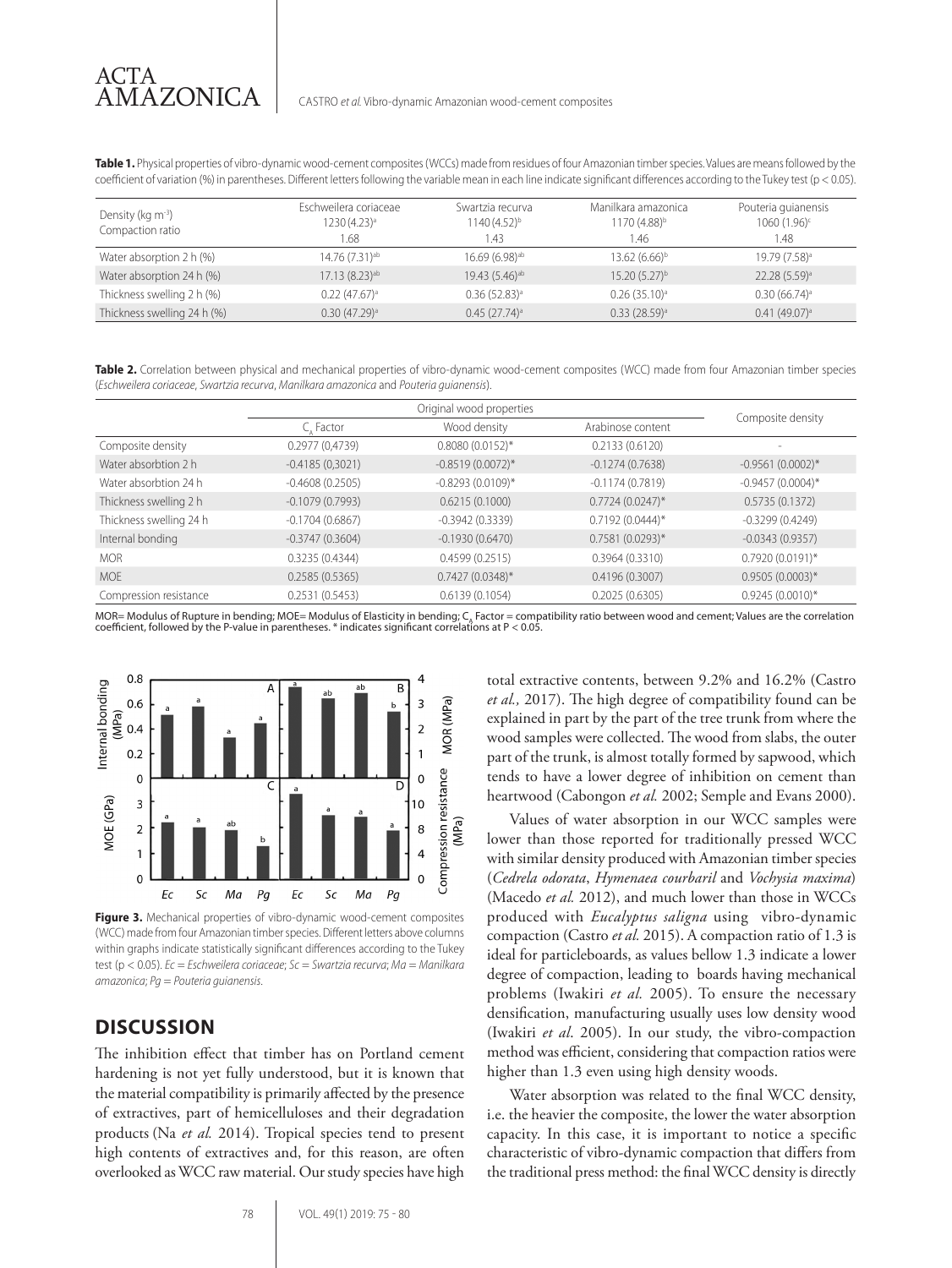**Table 1.** Physical properties of vibro-dynamic wood-cement composites (WCCs) made from residues of four Amazonian timber species. Values are means followed by the coefficient of variation (%) in parentheses. Different letters following the variable mean in each line indicate significant differences according to the Tukey test ($p < 0.05$).

| Density (kg m$^{-3}$) Compaction ratio | Eschweilera coriaceae 1230 (4.23)[a] 1.68 | Swartzia recurva 1140 (4.52)[b] 1.43 | Manilkara amazonica 1170 (4.88)[b] 1.46 | Pouteria guianensis 1060 (1.96)[c] 1.48 |
|---|---|---|---|---|
| Water absorption 2 h (%) | 14.76 (7.31)[ab] | 16.69 (6.98)[ab] | 13.62 (6.66)[b] | 19.79 (7.58)[a] |
| Water absorption 24 h (%) | 17.13 (8.23)[ab] | 19.43 (5.46)[ab] | 15.20 (5.27)[b] | 22.28 (5.59)[a] |
| Thickness swelling 2 h (%) | 0.22 (47.67)[a] | 0.36 (52.83)[a] | 0.26 (35.10)[a] | 0.30 (66.74)[a] |
| Thickness swelling 24 h (%) | 0.30 (47.29)[a] | 0.45 (27.74)[a] | 0.33 (28.59)[a] | 0.41 (49.07)[a] |

**Table 2.** Correlation between physical and mechanical properties of vibro-dynamic wood-cement composites (WCC) made from four Amazonian timber species (*Eschweilera coriaceae*, *Swartzia recurva*, *Manilkara amazonica* and *Pouteria guianensis*).

| | Original wood properties | | | Composite density |
|---|---|---|---|---|
| | $C_A$ Factor | Wood density | Arabinose content | |
| Composite density | 0.2977 (0,4739) | 0.8080 (0.0152)* | 0.2133 (0.6120) | - |
| Water absorbtion 2 h | -0.4185 (0,3021) | -0.8519 (0.0072)* | -0.1274 (0.7638) | -0.9561 (0.0002)* |
| Water absorbtion 24 h | -0.4608 (0.2505) | -0.8293 (0.0109)* | -0.1174 (0.7819) | -0.9457 (0.0004)* |
| Thickness swelling 2 h | -0.1079 (0.7993) | 0.6215 (0.1000) | 0.7724 (0.0247)* | 0.5735 (0.1372) |
| Thickness swelling 24 h | -0.1704 (0.6867) | -0.3942 (0.3339) | 0.7192 (0.0444)* | -0.3299 (0.4249) |
| Internal bonding | -0.3747 (0.3604) | -0.1930 (0.6470) | 0.7581 (0.0293)* | -0.0343 (0.9357) |
| MOR | 0.3235 (0.4344) | 0.4599 (0.2515) | 0.3964 (0.3310) | 0.7920 (0.0191)* |
| MOE | 0.2585 (0.5365) | 0.7427 (0.0348)* | 0.4196 (0.3007) | 0.9505 (0.0003)* |
| Compression resistance | 0.2531 (0.5453) | 0.6139 (0.1054) | 0.2025 (0.6305) | 0.9245 (0.0010)* |

MOR= Modulus of Rupture in bending; MOE= Modulus of Elasticity in bending; $C_A$ Factor = compatibility ratio between wood and cement; Values are the correlation coefficient, followed by the P-value in parentheses. * indicates significant correlations at $P < 0.05$.

**Figure 3.** Mechanical properties of vibro-dynamic wood-cement composites (WCC) made from four Amazonian timber species. Different letters above columns within graphs indicate statistically significant differences according to the Tukey test ($p < 0.05$). *Ec* = *Eschweilera coriaceae*; *Sc* = *Swartzia recurva*; *Ma* = *Manilkara amazonica*; *Pg* = *Pouteria guianensis*.

## DISCUSSION

The inhibition effect that timber has on Portland cement hardening is not yet fully understood, but it is known that the material compatibility is primarily affected by the presence of extractives, part of hemicelluloses and their degradation products (Na *et al.* 2014). Tropical species tend to present high contents of extractives and, for this reason, are often overlooked as WCC raw material. Our study species have high total extractive contents, between 9.2% and 16.2% (Castro *et al.,* 2017). The high degree of compatibility found can be explained in part by the part of the tree trunk from where the wood samples were collected. The wood from slabs, the outer part of the trunk, is almost totally formed by sapwood, which tends to have a lower degree of inhibition on cement than heartwood (Cabongon *et al.* 2002; Semple and Evans 2000).

Values of water absorption in our WCC samples were lower than those reported for traditionally pressed WCC with similar density produced with Amazonian timber species (*Cedrela odorata*, *Hymenaea courbaril* and *Vochysia maxima*) (Macedo *et al.* 2012), and much lower than those in WCCs produced with *Eucalyptus saligna* using vibro-dynamic compaction (Castro *et al.* 2015). A compaction ratio of 1.3 is ideal for particleboards, as values bellow 1.3 indicate a lower degree of compaction, leading to boards having mechanical problems (Iwakiri *et al.* 2005). To ensure the necessary densification, manufacturing usually uses low density wood (Iwakiri *et al*. 2005). In our study, the vibro-compaction method was efficient, considering that compaction ratios were higher than 1.3 even using high density woods.

Water absorption was related to the final WCC density, i.e. the heavier the composite, the lower the water absorption capacity. In this case, it is important to notice a specific characteristic of vibro-dynamic compaction that differs from the traditional press method: the final WCC density is directly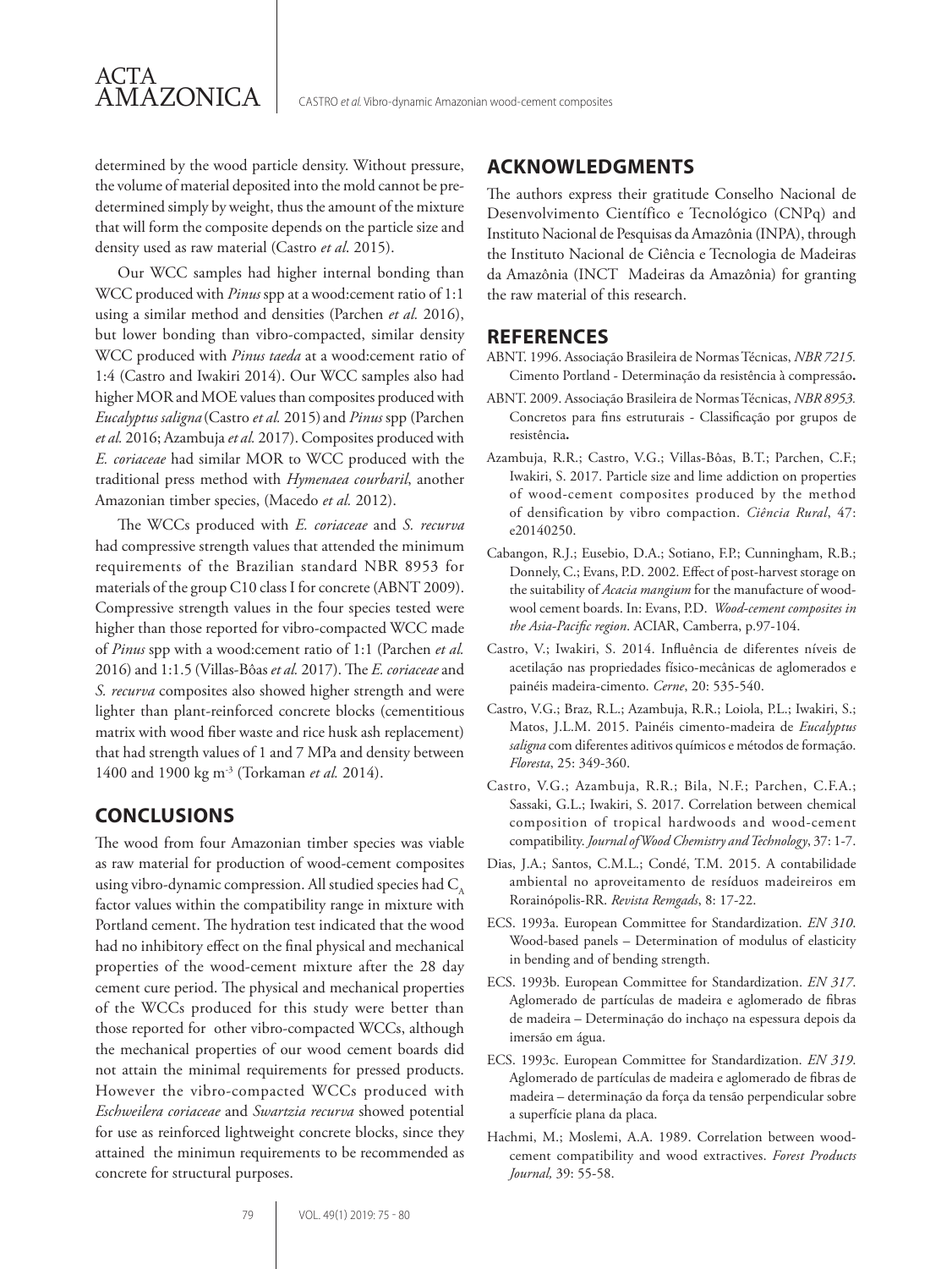determined by the wood particle density. Without pressure, the volume of material deposited into the mold cannot be predetermined simply by weight, thus the amount of the mixture that will form the composite depends on the particle size and density used as raw material (Castro *et al*. 2015).

Our WCC samples had higher internal bonding than WCC produced with *Pinus* spp at a wood:cement ratio of 1:1 using a similar method and densities (Parchen *et al.* 2016), but lower bonding than vibro-compacted, similar density WCC produced with *Pinus taeda* at a wood:cement ratio of 1:4 (Castro and Iwakiri 2014). Our WCC samples also had higher MOR and MOE values than composites produced with *Eucalyptus saligna* (Castro *et al.* 2015) and *Pinus* spp (Parchen *et al.* 2016; Azambuja *et al.* 2017). Composites produced with *E. coriaceae* had similar MOR to WCC produced with the traditional press method with *Hymenaea courbaril*, another Amazonian timber species, (Macedo *et al.* 2012).

The WCCs produced with *E. coriaceae* and *S. recurva* had compressive strength values that attended the minimum requirements of the Brazilian standard NBR 8953 for materials of the group C10 class I for concrete (ABNT 2009). Compressive strength values in the four species tested were higher than those reported for vibro-compacted WCC made of *Pinus* spp with a wood:cement ratio of 1:1 (Parchen *et al.* 2016) and 1:1.5 (Villas-Bôas *et al.* 2017). The *E. coriaceae* and *S. recurva* composites also showed higher strength and were lighter than plant-reinforced concrete blocks (cementitious matrix with wood fiber waste and rice husk ash replacement) that had strength values of 1 and 7 MPa and density between 1400 and 1900 kg m$^{-3}$ (Torkaman *et al.* 2014).

## CONCLUSIONS

The wood from four Amazonian timber species was viable as raw material for production of wood-cement composites using vibro-dynamic compression. All studied species had $C_A$ factor values within the compatibility range in mixture with Portland cement. The hydration test indicated that the wood had no inhibitory effect on the final physical and mechanical properties of the wood-cement mixture after the 28 day cement cure period. The physical and mechanical properties of the WCCs produced for this study were better than those reported for other vibro-compacted WCCs, although the mechanical properties of our wood cement boards did not attain the minimal requirements for pressed products. However the vibro-compacted WCCs produced with *Eschweilera coriaceae* and *Swartzia recurva* showed potential for use as reinforced lightweight concrete blocks, since they attained the minimun requirements to be recommended as concrete for structural purposes.

## ACKNOWLEDGMENTS

The authors express their gratitude Conselho Nacional de Desenvolvimento Científico e Tecnológico (CNPq) and Instituto Nacional de Pesquisas da Amazônia (INPA), through the Instituto Nacional de Ciência e Tecnologia de Madeiras da Amazônia (INCT Madeiras da Amazônia) for granting the raw material of this research.

## REFERENCES

ABNT. 1996. Associação Brasileira de Normas Técnicas, *NBR 7215.* Cimento Portland - Determinação da resistência à compressão**.**

ABNT. 2009. Associação Brasileira de Normas Técnicas, *NBR 8953.* Concretos para fins estruturais - Classificação por grupos de resistência**.**

Azambuja, R.R.; Castro, V.G.; Villas-Bôas, B.T.; Parchen, C.F.; Iwakiri, S. 2017. Particle size and lime addiction on properties of wood-cement composites produced by the method of densification by vibro compaction. *Ciência Rural*, 47: e20140250.

Cabangon, R.J.; Eusebio, D.A.; Sotiano, F.P.; Cunningham, R.B.; Donnely, C.; Evans, P.D. 2002. Effect of post-harvest storage on the suitability of *Acacia mangium* for the manufacture of wood-wool cement boards. In: Evans, P.D. *Wood-cement composites in the Asia-Pacific region*. ACIAR, Camberra, p.97-104.

Castro, V.; Iwakiri, S. 2014. Influência de diferentes níveis de acetilação nas propriedades físico-mecânicas de aglomerados e painéis madeira-cimento. *Cerne*, 20: 535-540.

Castro, V.G.; Braz, R.L.; Azambuja, R.R.; Loiola, P.L.; Iwakiri, S.; Matos, J.L.M. 2015. Painéis cimento-madeira de *Eucalyptus saligna* com diferentes aditivos químicos e métodos de formação. *Floresta*, 25: 349-360.

Castro, V.G.; Azambuja, R.R.; Bila, N.F.; Parchen, C.F.A.; Sassaki, G.L.; Iwakiri, S. 2017. Correlation between chemical composition of tropical hardwoods and wood-cement compatibility. *Journal of Wood Chemistry and Technology*, 37: 1-7.

Dias, J.A.; Santos, C.M.L.; Condé, T.M. 2015. A contabilidade ambiental no aproveitamento de resíduos madeireiros em Rorainópolis-RR. *Revista Remgads*, 8: 17-22.

ECS. 1993a. European Committee for Standardization. *EN 310*. Wood-based panels – Determination of modulus of elasticity in bending and of bending strength.

ECS. 1993b. European Committee for Standardization. *EN 317*. Aglomerado de partículas de madeira e aglomerado de fibras de madeira – Determinação do inchaço na espessura depois da imersão em água.

ECS. 1993c. European Committee for Standardization. *EN 319*. Aglomerado de partículas de madeira e aglomerado de fibras de madeira – determinação da força da tensão perpendicular sobre a superfície plana da placa.

Hachmi, M.; Moslemi, A.A. 1989. Correlation between wood-cement compatibility and wood extractives. *Forest Products Journal,* 39: 55-58.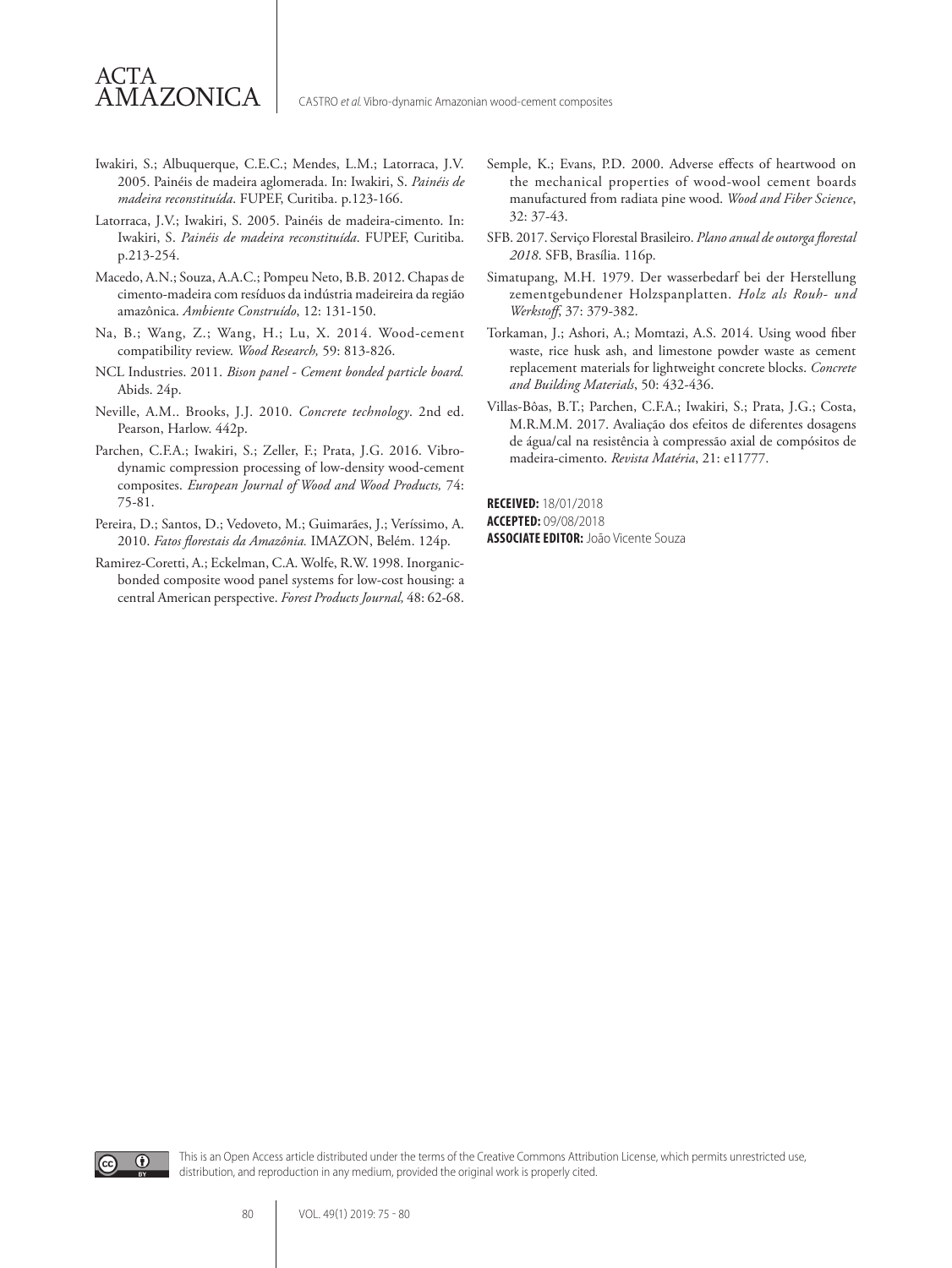Iwakiri, S.; Albuquerque, C.E.C.; Mendes, L.M.; Latorraca, J.V. 2005. Painéis de madeira aglomerada. In: Iwakiri, S. *Painéis de madeira reconstituída*. FUPEF, Curitiba. p.123-166.

Latorraca, J.V.; Iwakiri, S. 2005. Painéis de madeira-cimento. In: Iwakiri, S. *Painéis de madeira reconstituída*. FUPEF, Curitiba. p.213-254.

Macedo, A.N.; Souza, A.A.C.; Pompeu Neto, B.B. 2012. Chapas de cimento-madeira com resíduos da indústria madeireira da região amazônica. *Ambiente Construído*, 12: 131-150.

Na, B.; Wang, Z.; Wang, H.; Lu, X. 2014. Wood-cement compatibility review. *Wood Research,* 59: 813-826.

NCL Industries. 2011. *Bison panel - Cement bonded particle board.* Abids. 24p.

Neville, A.M.. Brooks, J.J. 2010. *Concrete technology*. 2nd ed. Pearson, Harlow. 442p.

Parchen, C.F.A.; Iwakiri, S.; Zeller, F.; Prata, J.G. 2016. Vibro-dynamic compression processing of low-density wood-cement composites. *European Journal of Wood and Wood Products,* 74: 75-81.

Pereira, D.; Santos, D.; Vedoveto, M.; Guimarães, J.; Veríssimo, A. 2010. *Fatos florestais da Amazônia.* IMAZON, Belém. 124p.

Ramirez-Coretti, A.; Eckelman, C.A. Wolfe, R.W. 1998. Inorganic-bonded composite wood panel systems for low-cost housing: a central American perspective. *Forest Products Journal,* 48: 62-68.

Semple, K.; Evans, P.D. 2000. Adverse effects of heartwood on the mechanical properties of wood-wool cement boards manufactured from radiata pine wood. *Wood and Fiber Science*, 32: 37-43.

SFB. 2017. Serviço Florestal Brasileiro. *Plano anual de outorga florestal 2018*. SFB, Brasília. 116p.

Simatupang, M.H. 1979. Der wasserbedarf bei der Herstellung zementgebundener Holzspanplatten. *Holz als Rouh- und Werkstoff*, 37: 379-382.

Torkaman, J.; Ashori, A.; Momtazi, A.S. 2014. Using wood fiber waste, rice husk ash, and limestone powder waste as cement replacement materials for lightweight concrete blocks. *Concrete and Building Materials*, 50: 432-436.

Villas-Bôas, B.T.; Parchen, C.F.A.; Iwakiri, S.; Prata, J.G.; Costa, M.R.M.M. 2017. Avaliação dos efeitos de diferentes dosagens de água/cal na resistência à compressão axial de compósitos de madeira-cimento. *Revista Matéria*, 21: e11777.

**RECEIVED:** 18/01/2018
**ACCEPTED:** 09/08/2018
**ASSOCIATE EDITOR:** João Vicente Souza

This is an Open Access article distributed under the terms of the Creative Commons Attribution License, which permits unrestricted use, distribution, and reproduction in any medium, provided the original work is properly cited.